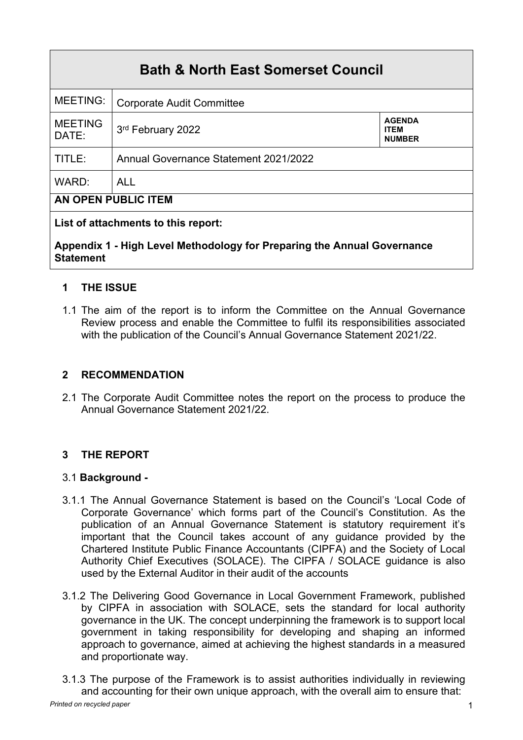# Bath & North East Somerset Council

| MEETING: | Corporate Audit Committee | |
|---|---|---|
| MEETING DATE: | 3rd February 2022 | **AGENDA ITEM NUMBER** |
| TITLE: | Annual Governance Statement 2021/2022 | |
| WARD: | ALL | |

**AN OPEN PUBLIC ITEM**

**List of attachments to this report:**

**Appendix 1 - High Level Methodology for Preparing the Annual Governance Statement**

## 1 THE ISSUE

1.1 The aim of the report is to inform the Committee on the Annual Governance Review process and enable the Committee to fulfil its responsibilities associated with the publication of the Council's Annual Governance Statement 2021/22.

## 2 RECOMMENDATION

2.1 The Corporate Audit Committee notes the report on the process to produce the Annual Governance Statement 2021/22.

## 3 THE REPORT

3.1 **Background -**

3.1.1 The Annual Governance Statement is based on the Council's 'Local Code of Corporate Governance' which forms part of the Council's Constitution. As the publication of an Annual Governance Statement is statutory requirement it's important that the Council takes account of any guidance provided by the Chartered Institute Public Finance Accountants (CIPFA) and the Society of Local Authority Chief Executives (SOLACE). The CIPFA / SOLACE guidance is also used by the External Auditor in their audit of the accounts

3.1.2 The Delivering Good Governance in Local Government Framework, published by CIPFA in association with SOLACE, sets the standard for local authority governance in the UK. The concept underpinning the framework is to support local government in taking responsibility for developing and shaping an informed approach to governance, aimed at achieving the highest standards in a measured and proportionate way.

3.1.3 The purpose of the Framework is to assist authorities individually in reviewing and accounting for their own unique approach, with the overall aim to ensure that: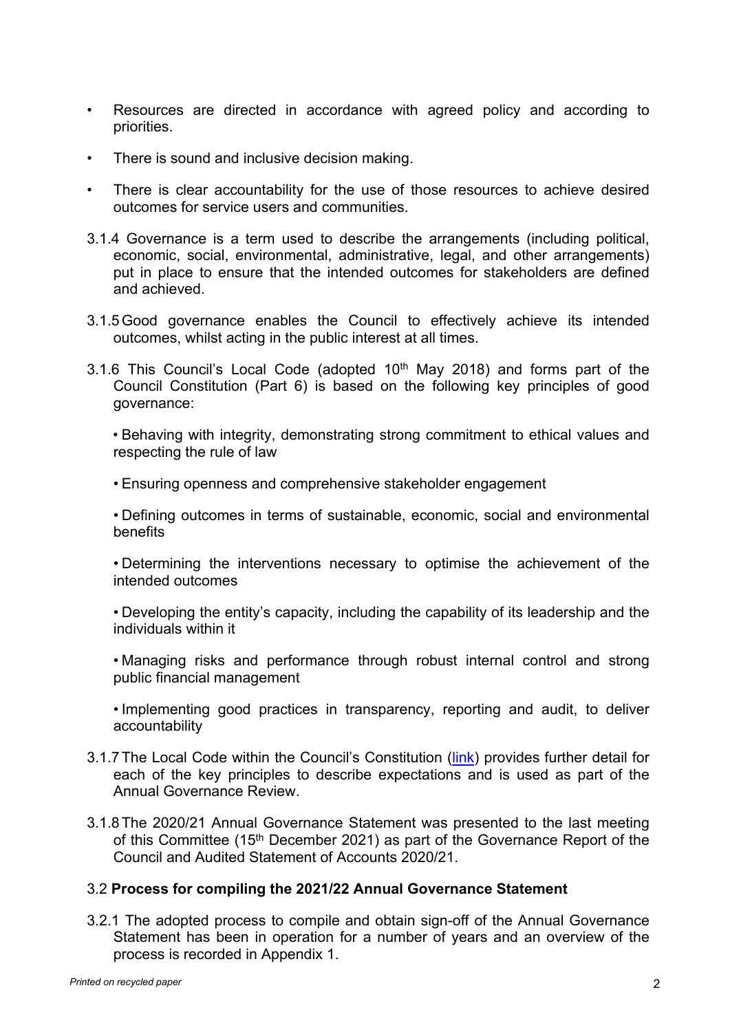- Resources are directed in accordance with agreed policy and according to priorities.
- There is sound and inclusive decision making.
- There is clear accountability for the use of those resources to achieve desired outcomes for service users and communities.

3.1.4 Governance is a term used to describe the arrangements (including political, economic, social, environmental, administrative, legal, and other arrangements) put in place to ensure that the intended outcomes for stakeholders are defined and achieved.

3.1.5 Good governance enables the Council to effectively achieve its intended outcomes, whilst acting in the public interest at all times.

3.1.6 This Council's Local Code (adopted 10th May 2018) and forms part of the Council Constitution (Part 6) is based on the following key principles of good governance:

- Behaving with integrity, demonstrating strong commitment to ethical values and respecting the rule of law
- Ensuring openness and comprehensive stakeholder engagement
- Defining outcomes in terms of sustainable, economic, social and environmental benefits
- Determining the interventions necessary to optimise the achievement of the intended outcomes
- Developing the entity's capacity, including the capability of its leadership and the individuals within it
- Managing risks and performance through robust internal control and strong public financial management
- Implementing good practices in transparency, reporting and audit, to deliver accountability

3.1.7 The Local Code within the Council's Constitution (link) provides further detail for each of the key principles to describe expectations and is used as part of the Annual Governance Review.

3.1.8 The 2020/21 Annual Governance Statement was presented to the last meeting of this Committee (15th December 2021) as part of the Governance Report of the Council and Audited Statement of Accounts 2020/21.

### 3.2 **Process for compiling the 2021/22 Annual Governance Statement**

3.2.1 The adopted process to compile and obtain sign-off of the Annual Governance Statement has been in operation for a number of years and an overview of the process is recorded in Appendix 1.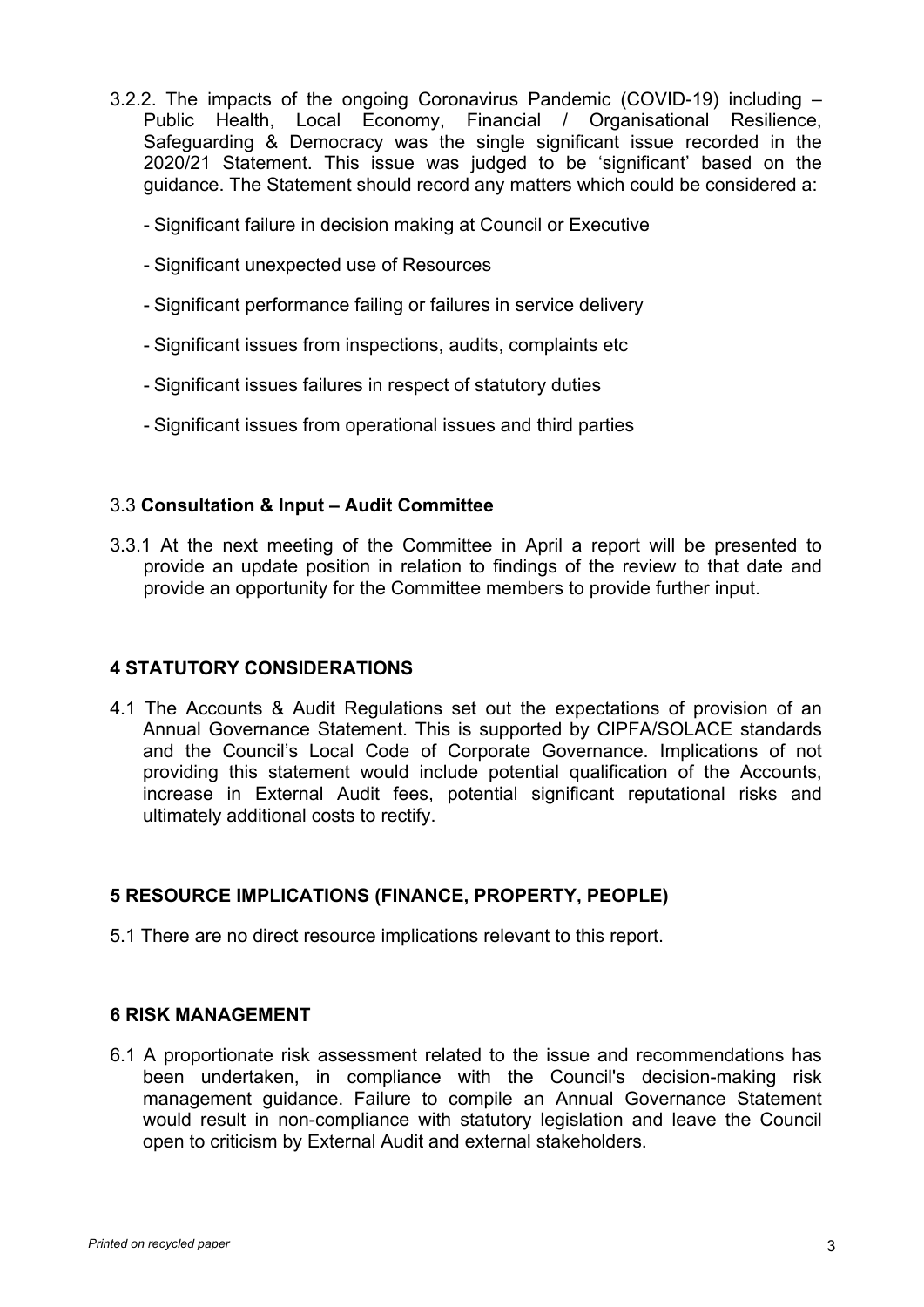3.2.2. The impacts of the ongoing Coronavirus Pandemic (COVID-19) including – Public Health, Local Economy, Financial / Organisational Resilience, Safeguarding & Democracy was the single significant issue recorded in the 2020/21 Statement. This issue was judged to be 'significant' based on the guidance. The Statement should record any matters which could be considered a:

- Significant failure in decision making at Council or Executive
- Significant unexpected use of Resources
- Significant performance failing or failures in service delivery
- Significant issues from inspections, audits, complaints etc
- Significant issues failures in respect of statutory duties
- Significant issues from operational issues and third parties

### 3.3 **Consultation & Input – Audit Committee**

3.3.1 At the next meeting of the Committee in April a report will be presented to provide an update position in relation to findings of the review to that date and provide an opportunity for the Committee members to provide further input.

## 4 STATUTORY CONSIDERATIONS

4.1 The Accounts & Audit Regulations set out the expectations of provision of an Annual Governance Statement. This is supported by CIPFA/SOLACE standards and the Council's Local Code of Corporate Governance. Implications of not providing this statement would include potential qualification of the Accounts, increase in External Audit fees, potential significant reputational risks and ultimately additional costs to rectify.

## 5 RESOURCE IMPLICATIONS (FINANCE, PROPERTY, PEOPLE)

5.1 There are no direct resource implications relevant to this report.

## 6 RISK MANAGEMENT

6.1 A proportionate risk assessment related to the issue and recommendations has been undertaken, in compliance with the Council's decision-making risk management guidance. Failure to compile an Annual Governance Statement would result in non-compliance with statutory legislation and leave the Council open to criticism by External Audit and external stakeholders.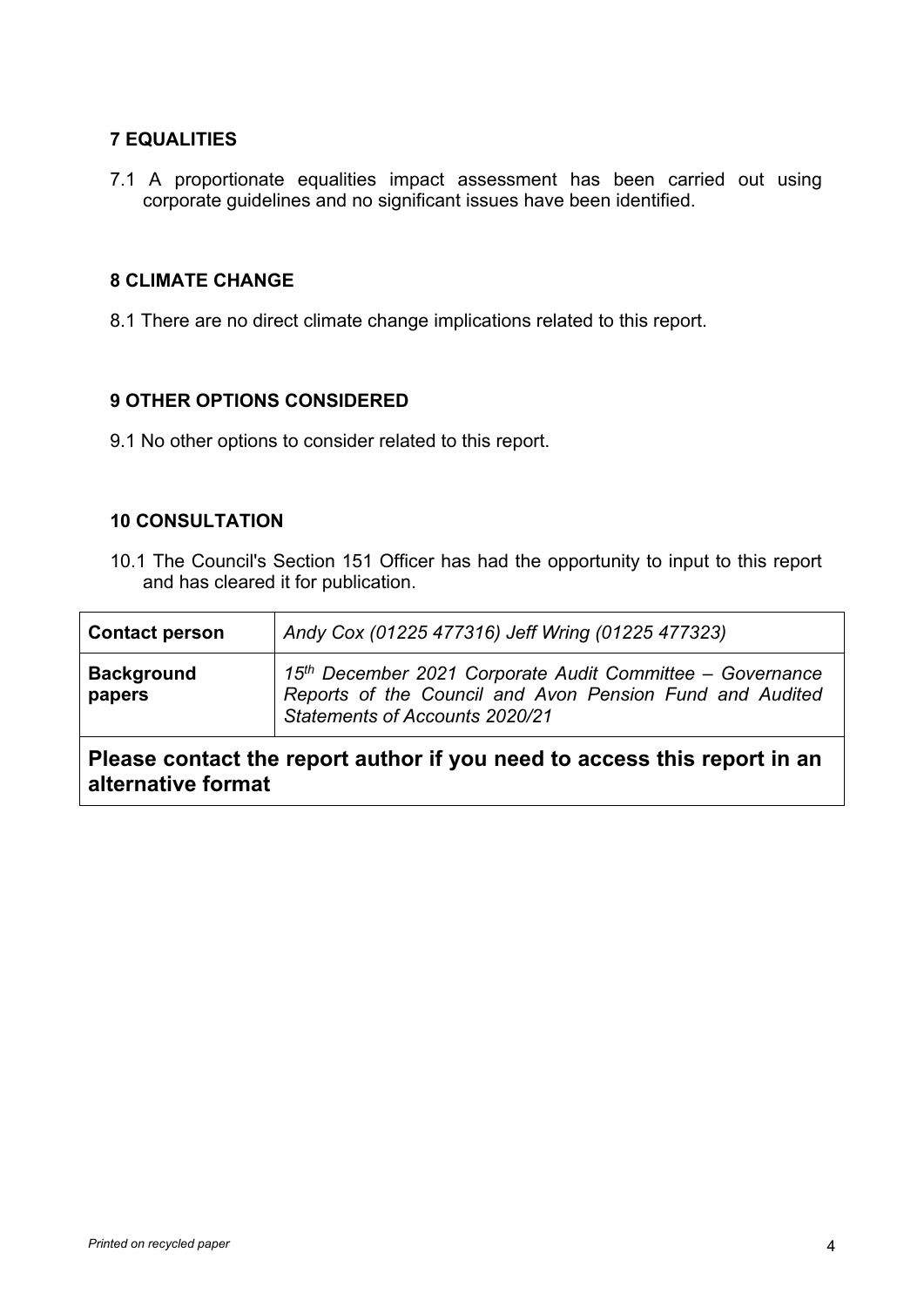## 7 EQUALITIES

7.1 A proportionate equalities impact assessment has been carried out using corporate guidelines and no significant issues have been identified.

## 8 CLIMATE CHANGE

8.1 There are no direct climate change implications related to this report.

## 9 OTHER OPTIONS CONSIDERED

9.1 No other options to consider related to this report.

## 10 CONSULTATION

10.1 The Council's Section 151 Officer has had the opportunity to input to this report and has cleared it for publication.

| **Contact person** | *Andy Cox (01225 477316) Jeff Wring (01225 477323)* |
|---|---|
| **Background papers** | *15th December 2021 Corporate Audit Committee – Governance Reports of the Council and Avon Pension Fund and Audited Statements of Accounts 2020/21* |
| **Please contact the report author if you need to access this report in an alternative format** | |

*Printed on recycled paper*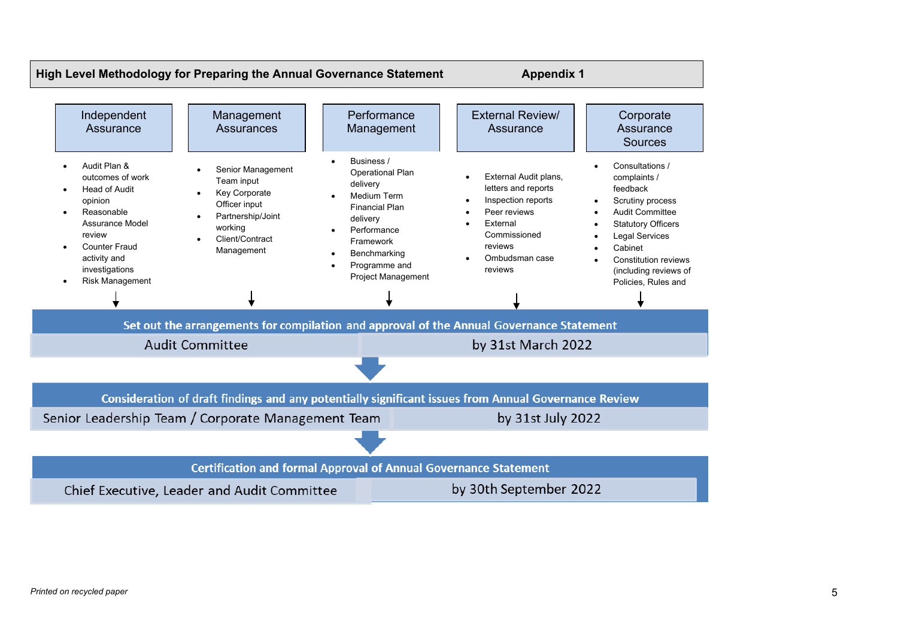**High Level Methodology for Preparing the Annual Governance Statement** **Appendix 1**

### Independent Assurance

- Audit Plan & outcomes of work
- Head of Audit opinion
- Reasonable Assurance Model review
- Counter Fraud activity and investigations
- Risk Management

### Management Assurances

- Senior Management Team input
- Key Corporate Officer input
- Partnership/Joint working
- Client/Contract Management

### Performance Management

- Business / Operational Plan delivery
- Medium Term Financial Plan delivery
- Performance Framework
- Benchmarking
- Programme and Project Management

### External Review/ Assurance

- External Audit plans, letters and reports
- Inspection reports
- Peer reviews
- External Commissioned reviews
- Ombudsman case reviews

### Corporate Assurance Sources

- Consultations / complaints / feedback
- Scrutiny process
- Audit Committee
- Statutory Officers
- Legal Services
- Cabinet
- Constitution reviews (including reviews of Policies, Rules and

---

**Set out the arrangements for compilation and approval of the Annual Governance Statement**

| | |
|---|---|
| Audit Committee | by 31st March 2022 |

↓

**Consideration of draft findings and any potentially significant issues from Annual Governance Review**

| | |
|---|---|
| Senior Leadership Team / Corporate Management Team | by 31st July 2022 |

↓

**Certification and formal Approval of Annual Governance Statement**

| | |
|---|---|
| Chief Executive, Leader and Audit Committee | by 30th September 2022 |

*Printed on recycled paper*